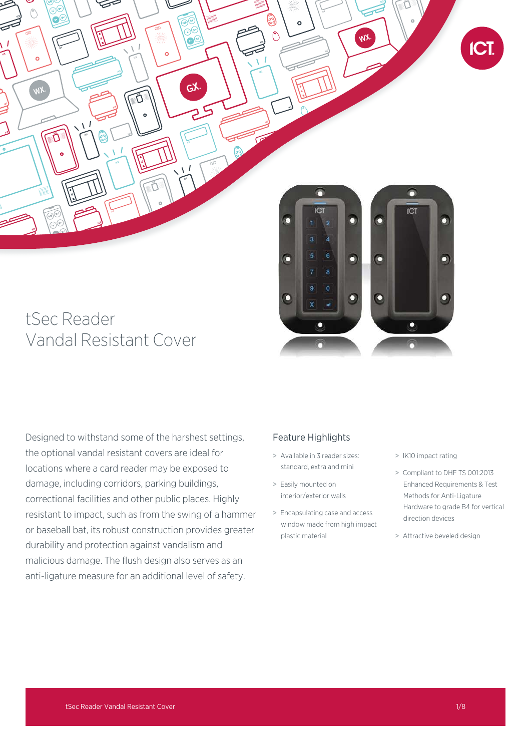# tSec Reader Vandal Resistant Cover

Designed to withstand some of the harshest settings, the optional vandal resistant covers are ideal for locations where a card reader may be exposed to damage, including corridors, parking buildings, correctional facilities and other public places. Highly resistant to impact, such as from the swing of a hammer or baseball bat, its robust construction provides greater durability and protection against vandalism and malicious damage. The flush design also serves as an anti-ligature measure for an additional level of safety.

## Feature Highlights

- Available in 3 reader sizes: standard, extra and mini
- Easily mounted on interior/exterior walls
- Encapsulating case and access window made from high impact plastic material
- IK10 impact rating
- Compliant to DHF TS 001:2013 Enhanced Requirements & Test Methods for Anti-Ligature Hardware to grade B4 for vertical direction devices
- Attractive beveled design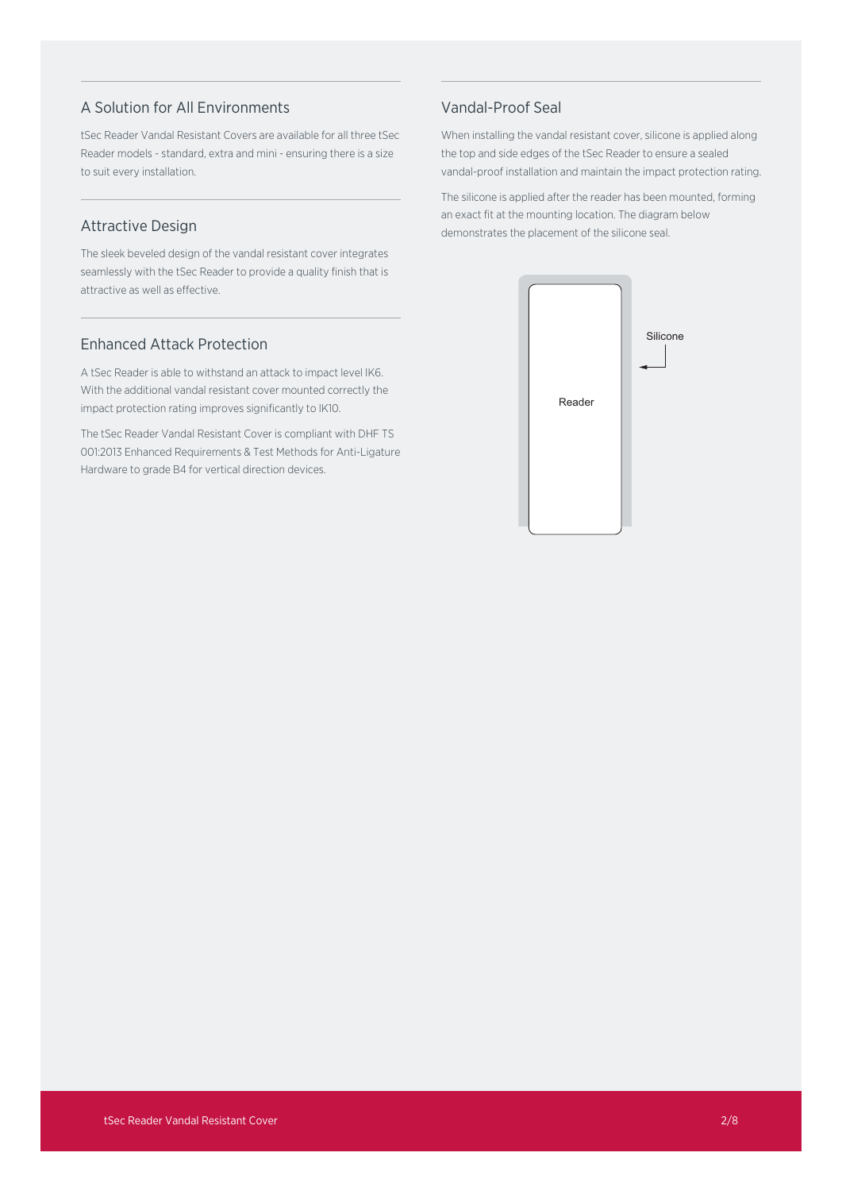## A Solution for All Environments

tSec Reader Vandal Resistant Covers are available for all three tSec Reader models - standard, extra and mini - ensuring there is a size to suit every installation.

## Attractive Design

The sleek beveled design of the vandal resistant cover integrates seamlessly with the tSec Reader to provide a quality finish that is attractive as well as effective.

## Enhanced Attack Protection

A tSec Reader is able to withstand an attack to impact level IK6. With the additional vandal resistant cover mounted correctly the impact protection rating improves significantly to IK10.

The tSec Reader Vandal Resistant Cover is compliant with DHF TS 001:2013 Enhanced Requirements & Test Methods for Anti-Ligature Hardware to grade B4 for vertical direction devices.

## Vandal-Proof Seal

When installing the vandal resistant cover, silicone is applied along the top and side edges of the tSec Reader to ensure a sealed vandal-proof installation and maintain the impact protection rating.

The silicone is applied after the reader has been mounted, forming an exact fit at the mounting location. The diagram below demonstrates the placement of the silicone seal.

Silicone

Reader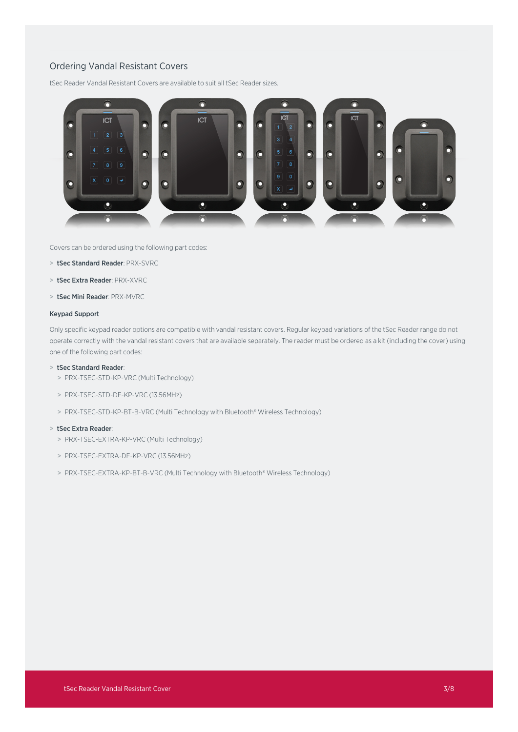## Ordering Vandal Resistant Covers

tSec Reader Vandal Resistant Covers are available to suit all tSec Reader sizes.

Covers can be ordered using the following part codes:

- **tSec Standard Reader**: PRX-SVRC
- **tSec Extra Reader**: PRX-XVRC
- **tSec Mini Reader**: PRX-MVRC

### Keypad Support

Only specific keypad reader options are compatible with vandal resistant covers. Regular keypad variations of the tSec Reader range do not operate correctly with the vandal resistant covers that are available separately. The reader must be ordered as a kit (including the cover) using one of the following part codes:

- **tSec Standard Reader**:
  - PRX-TSEC-STD-KP-VRC (Multi Technology)
  - PRX-TSEC-STD-DF-KP-VRC (13.56MHz)
  - PRX-TSEC-STD-KP-BT-B-VRC (Multi Technology with Bluetooth® Wireless Technology)
- **tSec Extra Reader**:
  - PRX-TSEC-EXTRA-KP-VRC (Multi Technology)
  - PRX-TSEC-EXTRA-DF-KP-VRC (13.56MHz)
  - PRX-TSEC-EXTRA-KP-BT-B-VRC (Multi Technology with Bluetooth® Wireless Technology)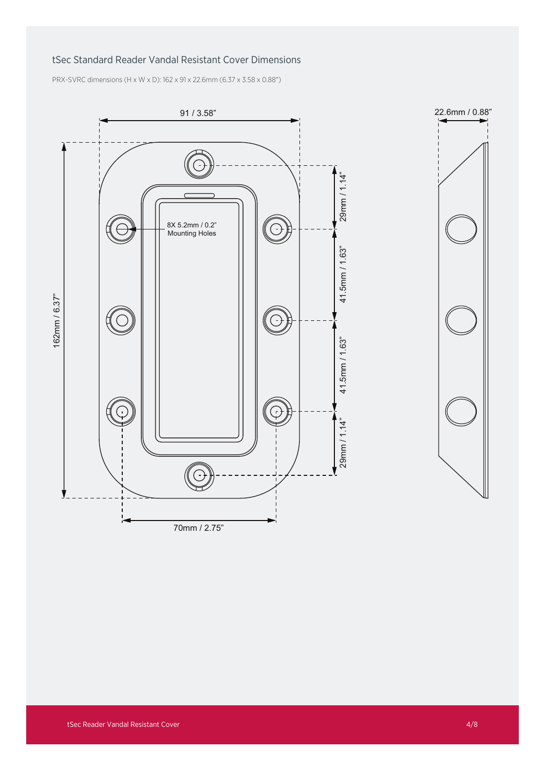## tSec Standard Reader Vandal Resistant Cover Dimensions

PRX-SVRC dimensions (H x W x D): 162 x 91 x 22.6mm (6.37 x 3.58 x 0.88")

91 / 3.58"

22.6mm / 0.88"

162mm / 6.37"

8X 5.2mm / 0.2"
Mounting Holes

29mm / 1.14"

41.5mm / 1.63"

41.5mm / 1.63"

29mm / 1.14"

70mm / 2.75"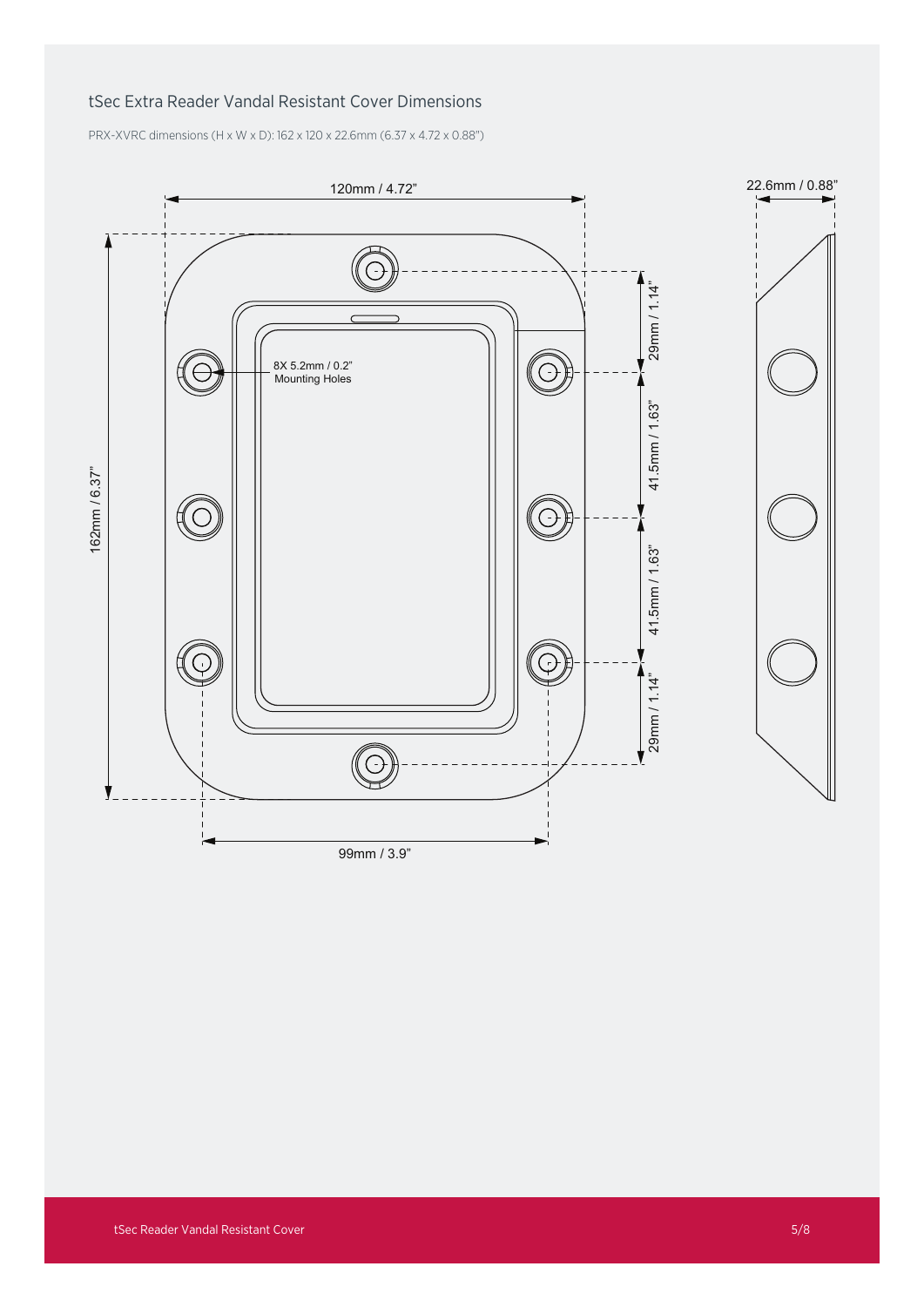## tSec Extra Reader Vandal Resistant Cover Dimensions

PRX-XVRC dimensions (H x W x D): 162 x 120 x 22.6mm (6.37 x 4.72 x 0.88")

120mm / 4.72"

22.6mm / 0.88"

162mm / 6.37"

29mm / 1.14"

41.5mm / 1.63"

41.5mm / 1.63"

29mm / 1.14"

8X 5.2mm / 0.2"
Mounting Holes

99mm / 3.9"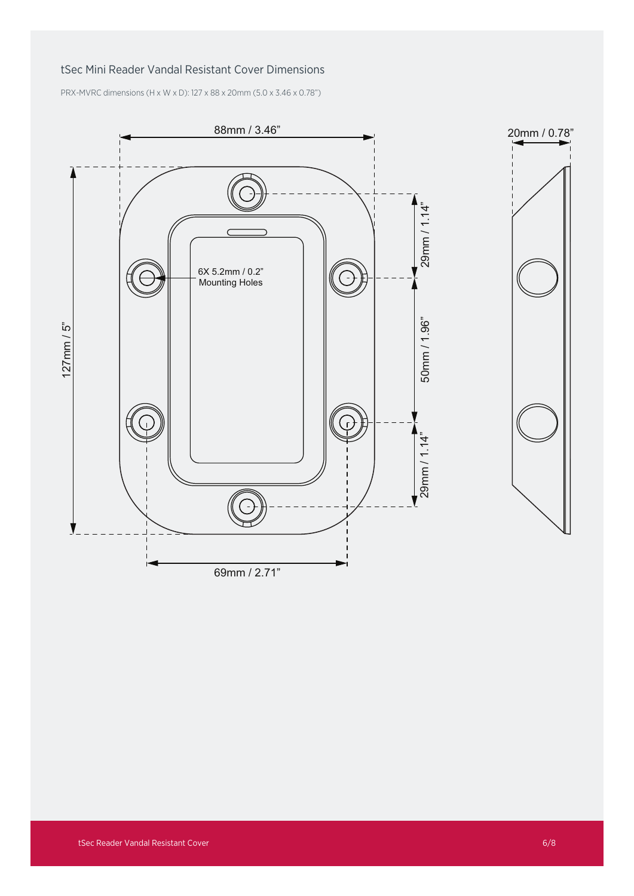## tSec Mini Reader Vandal Resistant Cover Dimensions

PRX-MVRC dimensions (H x W x D): 127 x 88 x 20mm (5.0 x 3.46 x 0.78")

88mm / 3.46"

20mm / 0.78"

127mm / 5"

29mm / 1.14"

50mm / 1.96"

29mm / 1.14"

6X 5.2mm / 0.2"
Mounting Holes

69mm / 2.71"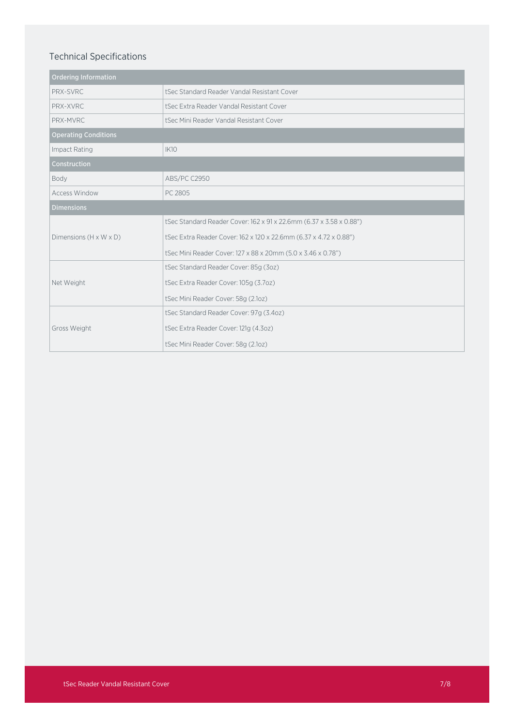## Technical Specifications

| Ordering Information | |
|---|---|
| PRX-SVRC | tSec Standard Reader Vandal Resistant Cover |
| PRX-XVRC | tSec Extra Reader Vandal Resistant Cover |
| PRX-MVRC | tSec Mini Reader Vandal Resistant Cover |
| **Operating Conditions** | |
| Impact Rating | IK10 |
| **Construction** | |
| Body | ABS/PC C2950 |
| Access Window | PC 2805 |
| **Dimensions** | |
| Dimensions (H x W x D) | tSec Standard Reader Cover: 162 x 91 x 22.6mm (6.37 x 3.58 x 0.88")<br>tSec Extra Reader Cover: 162 x 120 x 22.6mm (6.37 x 4.72 x 0.88")<br>tSec Mini Reader Cover: 127 x 88 x 20mm (5.0 x 3.46 x 0.78") |
| Net Weight | tSec Standard Reader Cover: 85g (3oz)<br>tSec Extra Reader Cover: 105g (3.7oz)<br>tSec Mini Reader Cover: 58g (2.1oz) |
| Gross Weight | tSec Standard Reader Cover: 97g (3.4oz)<br>tSec Extra Reader Cover: 121g (4.3oz)<br>tSec Mini Reader Cover: 58g (2.1oz) |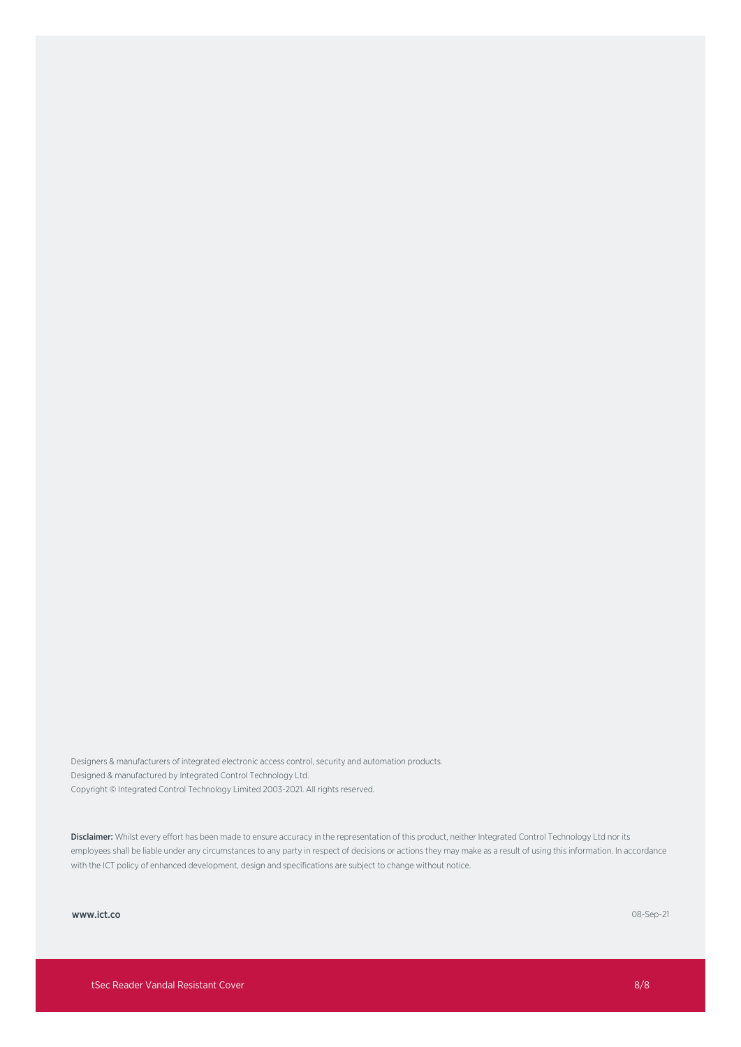Designers & manufacturers of integrated electronic access control, security and automation products.
Designed & manufactured by Integrated Control Technology Ltd.
Copyright © Integrated Control Technology Limited 2003-2021. All rights reserved.

**Disclaimer:** Whilst every effort has been made to ensure accuracy in the representation of this product, neither Integrated Control Technology Ltd nor its employees shall be liable under any circumstances to any party in respect of decisions or actions they may make as a result of using this information. In accordance with the ICT policy of enhanced development, design and specifications are subject to change without notice.

**www.ict.co**

08-Sep-21